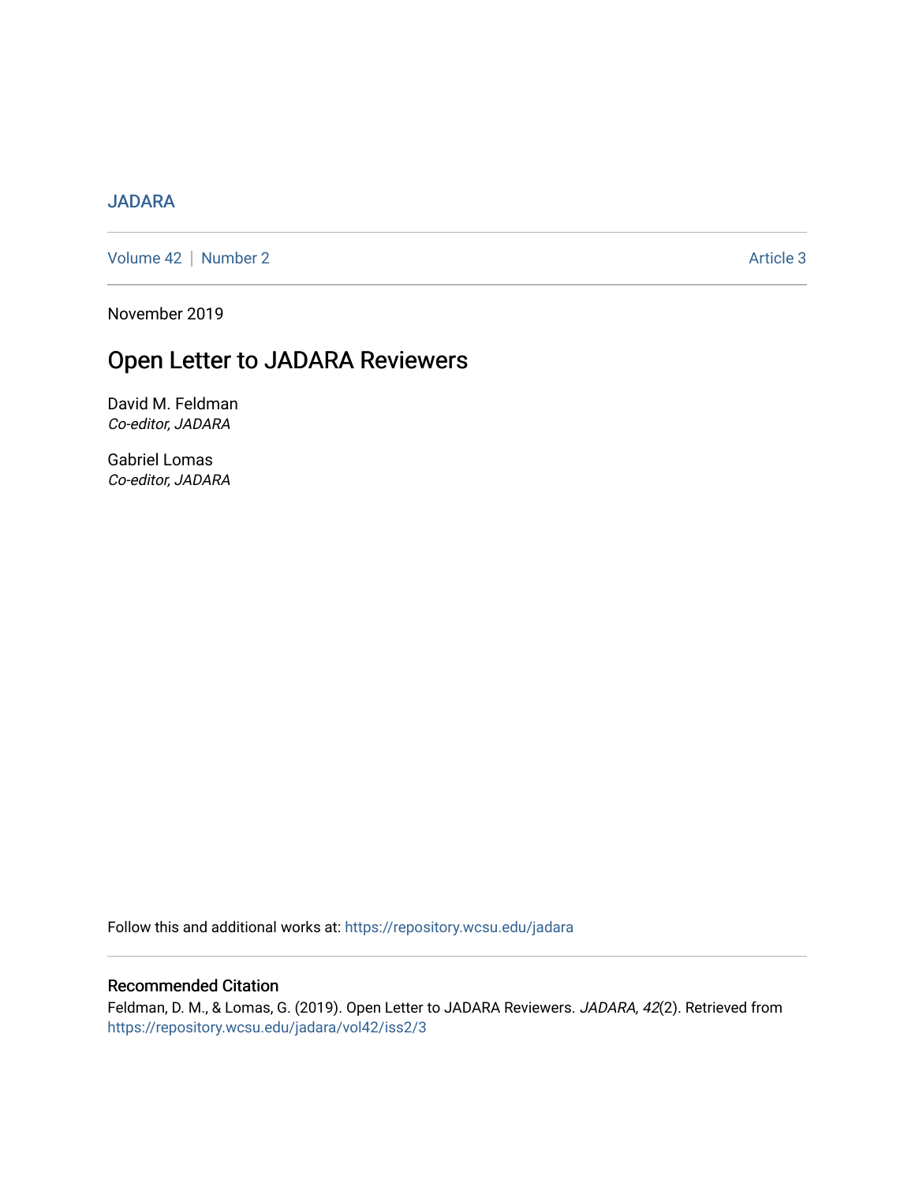JADARA

Volume 42 | Number 2 Article 3

November 2019

# Open Letter to JADARA Reviewers

David M. Feldman
*Co-editor, JADARA*

Gabriel Lomas
*Co-editor, JADARA*

Follow this and additional works at: https://repository.wcsu.edu/jadara

## Recommended Citation

Feldman, D. M., & Lomas, G. (2019). Open Letter to JADARA Reviewers. *JADARA, 42*(2). Retrieved from https://repository.wcsu.edu/jadara/vol42/iss2/3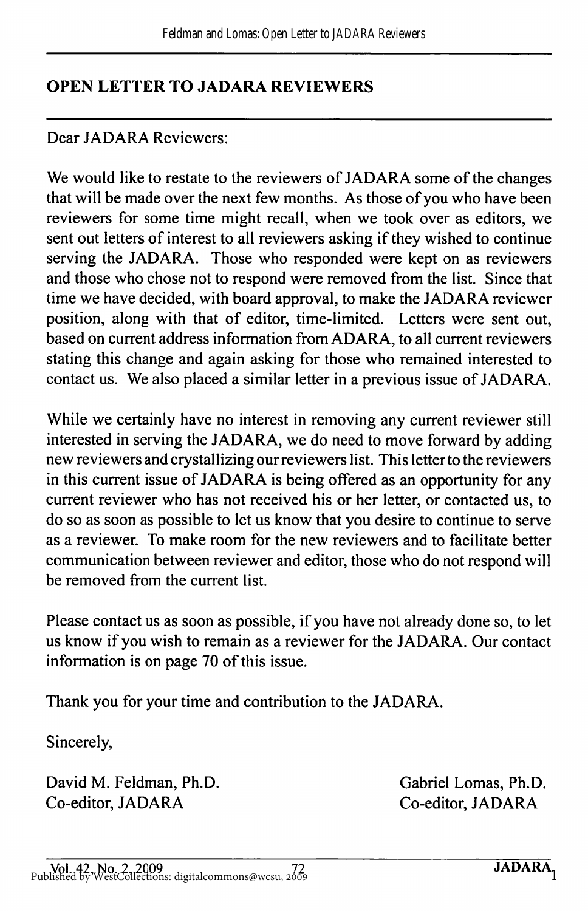## OPEN LETTER TO JADARA REVIEWERS

Dear JADARA Reviewers:

We would like to restate to the reviewers of JADARA some of the changes that will be made over the next few months. As those of you who have been reviewers for some time might recall, when we took over as editors, we sent out letters of interest to all reviewers asking if they wished to continue serving the JADARA. Those who responded were kept on as reviewers and those who chose not to respond were removed from the list. Since that time we have decided, with board approval, to make the JADARA reviewer position, along with that of editor, time-limited. Letters were sent out, based on current address information from ADARA, to all current reviewers stating this change and again asking for those who remained interested to contact us. We also placed a similar letter in a previous issue of JADARA.

While we certainly have no interest in removing any current reviewer still interested in serving the JADARA, we do need to move forward by adding new reviewers and crystallizing our reviewers list. This letter to the reviewers in this current issue of JADARA is being offered as an opportunity for any current reviewer who has not received his or her letter, or contacted us, to do so as soon as possible to let us know that you desire to continue to serve as a reviewer. To make room for the new reviewers and to facilitate better communication between reviewer and editor, those who do not respond will be removed from the current list.

Please contact us as soon as possible, if you have not already done so, to let us know if you wish to remain as a reviewer for the JADARA. Our contact information is on page 70 of this issue.

Thank you for your time and contribution to the JADARA.

Sincerely,

David M. Feldman, Ph.D.
Co-editor, JADARA

Gabriel Lomas, Ph.D.
Co-editor, JADARA